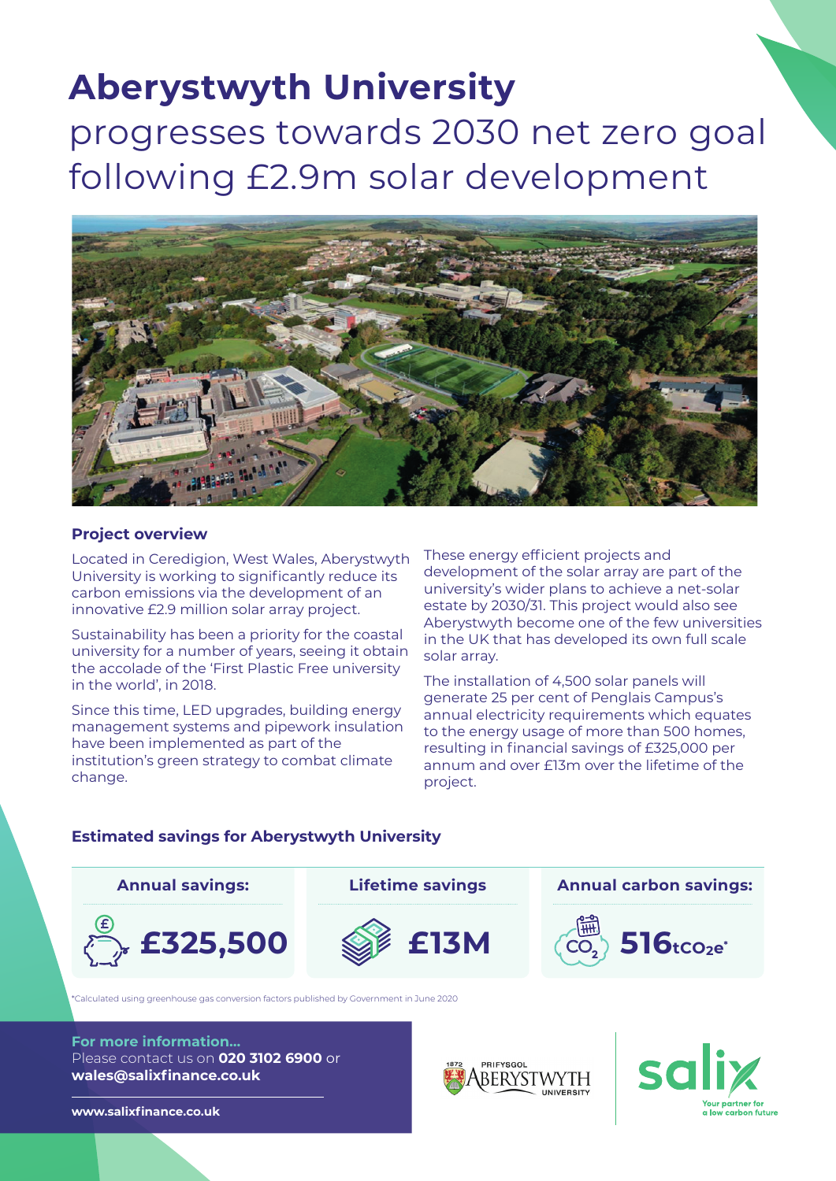# Aberystwyth University progresses towards 2030 net zero goal following £2.9m solar development

## Project overview

Located in Ceredigion, West Wales, Aberystwyth University is working to significantly reduce its carbon emissions via the development of an innovative £2.9 million solar array project.

Sustainability has been a priority for the coastal university for a number of years, seeing it obtain the accolade of the 'First Plastic Free university in the world', in 2018.

Since this time, LED upgrades, building energy management systems and pipework insulation have been implemented as part of the institution's green strategy to combat climate change.

These energy efficient projects and development of the solar array are part of the university's wider plans to achieve a net-solar estate by 2030/31. This project would also see Aberystwyth become one of the few universities in the UK that has developed its own full scale solar array.

The installation of 4,500 solar panels will generate 25 per cent of Penglais Campus's annual electricity requirements which equates to the energy usage of more than 500 homes, resulting in financial savings of £325,000 per annum and over £13m over the lifetime of the project.

## Estimated savings for Aberystwyth University

| Annual savings: | Lifetime savings | Annual carbon savings: |
| --- | --- | --- |
| £325,500 | £13M | 516 $tCO_2e$* |

*Calculated using greenhouse gas conversion factors published by Government in June 2020

**For more information...**
Please contact us on **020 3102 6900** or **wales@salixfinance.co.uk**

**www.salixfinance.co.uk**

1872 Prifysgol Aberystwyth University

salix — Your partner for a low carbon future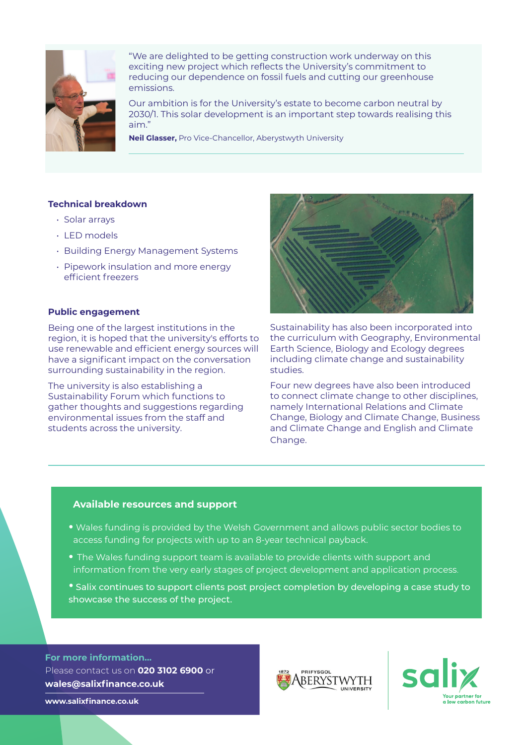"We are delighted to be getting construction work underway on this exciting new project which reflects the University's commitment to reducing our dependence on fossil fuels and cutting our greenhouse emissions.

Our ambition is for the University's estate to become carbon neutral by 2030/1. This solar development is an important step towards realising this aim."

**Neil Glasser,** Pro Vice-Chancellor, Aberystwyth University

### Technical breakdown

- Solar arrays
- LED models
- Building Energy Management Systems
- Pipework insulation and more energy efficient freezers

### Public engagement

Being one of the largest institutions in the region, it is hoped that the university's efforts to use renewable and efficient energy sources will have a significant impact on the conversation surrounding sustainability in the region.

The university is also establishing a Sustainability Forum which functions to gather thoughts and suggestions regarding environmental issues from the staff and students across the university.

Sustainability has also been incorporated into the curriculum with Geography, Environmental Earth Science, Biology and Ecology degrees including climate change and sustainability studies.

Four new degrees have also been introduced to connect climate change to other disciplines, namely International Relations and Climate Change, Biology and Climate Change, Business and Climate Change and English and Climate Change.

### Available resources and support

- Wales funding is provided by the Welsh Government and allows public sector bodies to access funding for projects with up to an 8-year technical payback.
- The Wales funding support team is available to provide clients with support and information from the very early stages of project development and application process.
- Salix continues to support clients post project completion by developing a case study to showcase the success of the project.

**For more information...**

Please contact us on **020 3102 6900** or **wales@salixfinance.co.uk**

**www.salixfinance.co.uk**

1872 PRIFYSGOL ABERYSTWYTH UNIVERSITY

salix Your partner for a low carbon future